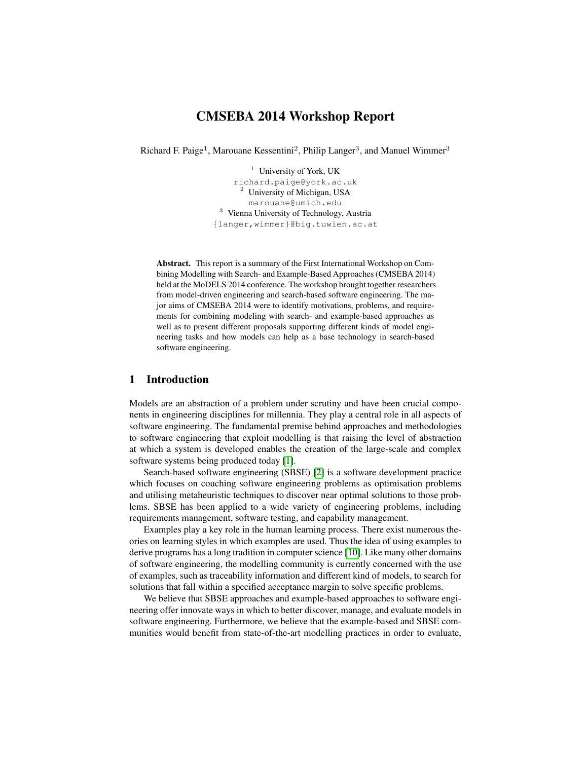# CMSEBA 2014 Workshop Report

Richard F. Paige[1], Marouane Kessentini[2], Philip Langer[3], and Manuel Wimmer[3]

[1] University of York, UK
richard.paige@york.ac.uk
[2] University of Michigan, USA
marouane@umich.edu
[3] Vienna University of Technology, Austria
{langer,wimmer}@big.tuwien.ac.at

**Abstract.** This report is a summary of the First International Workshop on Combining Modelling with Search- and Example-Based Approaches (CMSEBA 2014) held at the MoDELS 2014 conference. The workshop brought together researchers from model-driven engineering and search-based software engineering. The major aims of CMSEBA 2014 were to identify motivations, problems, and requirements for combining modeling with search- and example-based approaches as well as to present different proposals supporting different kinds of model engineering tasks and how models can help as a base technology in search-based software engineering.

## 1 Introduction

Models are an abstraction of a problem under scrutiny and have been crucial components in engineering disciplines for millennia. They play a central role in all aspects of software engineering. The fundamental premise behind approaches and methodologies to software engineering that exploit modelling is that raising the level of abstraction at which a system is developed enables the creation of the large-scale and complex software systems being produced today [1].

Search-based software engineering (SBSE) [2] is a software development practice which focuses on couching software engineering problems as optimisation problems and utilising metaheuristic techniques to discover near optimal solutions to those problems. SBSE has been applied to a wide variety of engineering problems, including requirements management, software testing, and capability management.

Examples play a key role in the human learning process. There exist numerous theories on learning styles in which examples are used. Thus the idea of using examples to derive programs has a long tradition in computer science [10]. Like many other domains of software engineering, the modelling community is currently concerned with the use of examples, such as traceability information and different kind of models, to search for solutions that fall within a specified acceptance margin to solve specific problems.

We believe that SBSE approaches and example-based approaches to software engineering offer innovate ways in which to better discover, manage, and evaluate models in software engineering. Furthermore, we believe that the example-based and SBSE communities would benefit from state-of-the-art modelling practices in order to evaluate,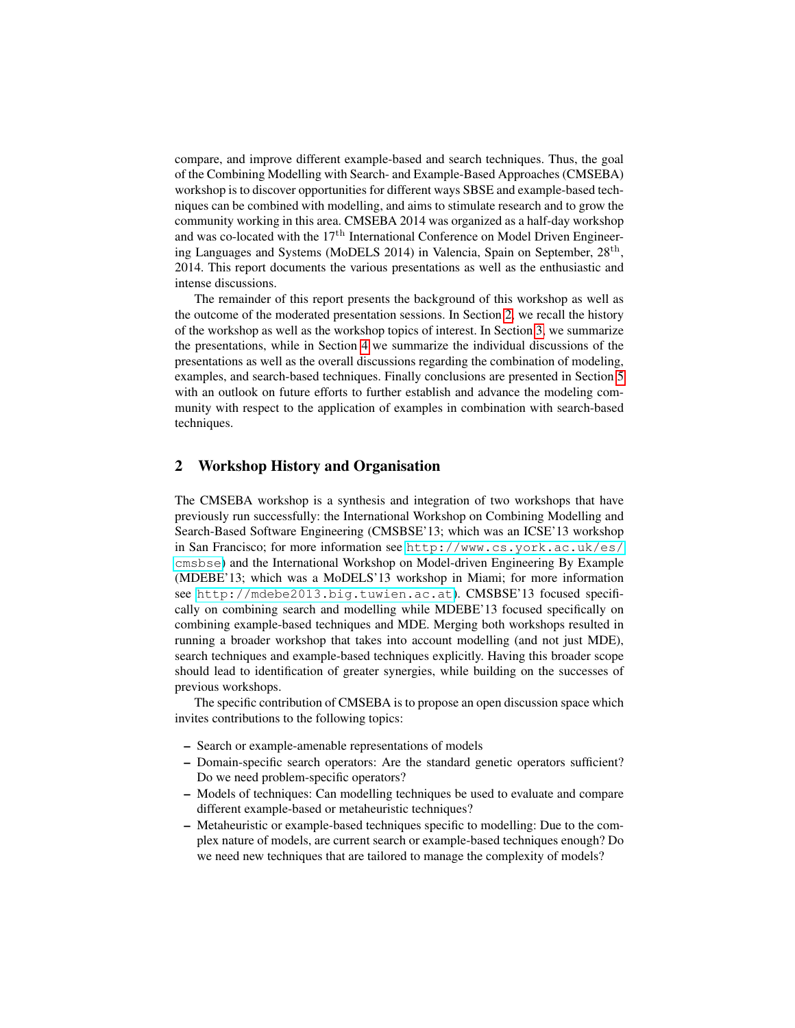compare, and improve different example-based and search techniques. Thus, the goal of the Combining Modelling with Search- and Example-Based Approaches (CMSEBA) workshop is to discover opportunities for different ways SBSE and example-based techniques can be combined with modelling, and aims to stimulate research and to grow the community working in this area. CMSEBA 2014 was organized as a half-day workshop and was co-located with the 17$^{th}$ International Conference on Model Driven Engineering Languages and Systems (MoDELS 2014) in Valencia, Spain on September, 28$^{th}$, 2014. This report documents the various presentations as well as the enthusiastic and intense discussions.

The remainder of this report presents the background of this workshop as well as the outcome of the moderated presentation sessions. In Section 2, we recall the history of the workshop as well as the workshop topics of interest. In Section 3, we summarize the presentations, while in Section 4 we summarize the individual discussions of the presentations as well as the overall discussions regarding the combination of modeling, examples, and search-based techniques. Finally conclusions are presented in Section 5 with an outlook on future efforts to further establish and advance the modeling community with respect to the application of examples in combination with search-based techniques.

## 2 Workshop History and Organisation

The CMSEBA workshop is a synthesis and integration of two workshops that have previously run successfully: the International Workshop on Combining Modelling and Search-Based Software Engineering (CMSBSE'13; which was an ICSE'13 workshop in San Francisco; for more information see `http://www.cs.york.ac.uk/es/cmsbse`) and the International Workshop on Model-driven Engineering By Example (MDEBE'13; which was a MoDELS'13 workshop in Miami; for more information see `http://mdebe2013.big.tuwien.ac.at`). CMSBSE'13 focused specifically on combining search and modelling while MDEBE'13 focused specifically on combining example-based techniques and MDE. Merging both workshops resulted in running a broader workshop that takes into account modelling (and not just MDE), search techniques and example-based techniques explicitly. Having this broader scope should lead to identification of greater synergies, while building on the successes of previous workshops.

The specific contribution of CMSEBA is to propose an open discussion space which invites contributions to the following topics:

- Search or example-amenable representations of models
- Domain-specific search operators: Are the standard genetic operators sufficient? Do we need problem-specific operators?
- Models of techniques: Can modelling techniques be used to evaluate and compare different example-based or metaheuristic techniques?
- Metaheuristic or example-based techniques specific to modelling: Due to the complex nature of models, are current search or example-based techniques enough? Do we need new techniques that are tailored to manage the complexity of models?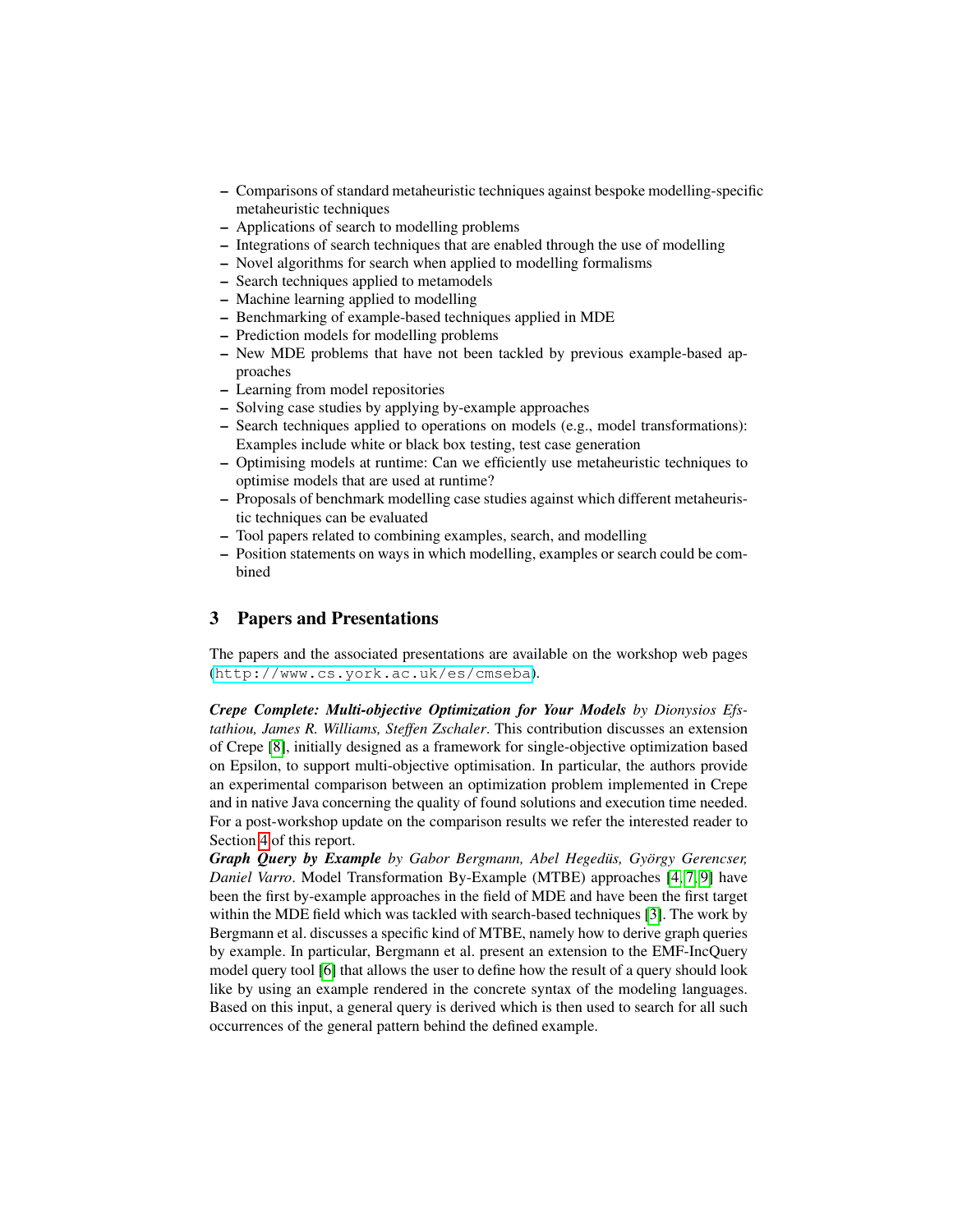- Comparisons of standard metaheuristic techniques against bespoke modelling-specific metaheuristic techniques
- Applications of search to modelling problems
- Integrations of search techniques that are enabled through the use of modelling
- Novel algorithms for search when applied to modelling formalisms
- Search techniques applied to metamodels
- Machine learning applied to modelling
- Benchmarking of example-based techniques applied in MDE
- Prediction models for modelling problems
- New MDE problems that have not been tackled by previous example-based approaches
- Learning from model repositories
- Solving case studies by applying by-example approaches
- Search techniques applied to operations on models (e.g., model transformations): Examples include white or black box testing, test case generation
- Optimising models at runtime: Can we efficiently use metaheuristic techniques to optimise models that are used at runtime?
- Proposals of benchmark modelling case studies against which different metaheuristic techniques can be evaluated
- Tool papers related to combining examples, search, and modelling
- Position statements on ways in which modelling, examples or search could be combined

## 3 Papers and Presentations

The papers and the associated presentations are available on the workshop web pages (`http://www.cs.york.ac.uk/es/cmseba`).

***Crepe Complete: Multi-objective Optimization for Your Models*** *by Dionysios Efstathiou, James R. Williams, Steffen Zschaler*. This contribution discusses an extension of Crepe [8], initially designed as a framework for single-objective optimization based on Epsilon, to support multi-objective optimisation. In particular, the authors provide an experimental comparison between an optimization problem implemented in Crepe and in native Java concerning the quality of found solutions and execution time needed. For a post-workshop update on the comparison results we refer the interested reader to Section 4 of this report.

***Graph Query by Example*** *by Gabor Bergmann, Abel Hegedüs, György Gerencser, Daniel Varro*. Model Transformation By-Example (MTBE) approaches [4, 7, 9] have been the first by-example approaches in the field of MDE and have been the first target within the MDE field which was tackled with search-based techniques [3]. The work by Bergmann et al. discusses a specific kind of MTBE, namely how to derive graph queries by example. In particular, Bergmann et al. present an extension to the EMF-IncQuery model query tool [6] that allows the user to define how the result of a query should look like by using an example rendered in the concrete syntax of the modeling languages. Based on this input, a general query is derived which is then used to search for all such occurrences of the general pattern behind the defined example.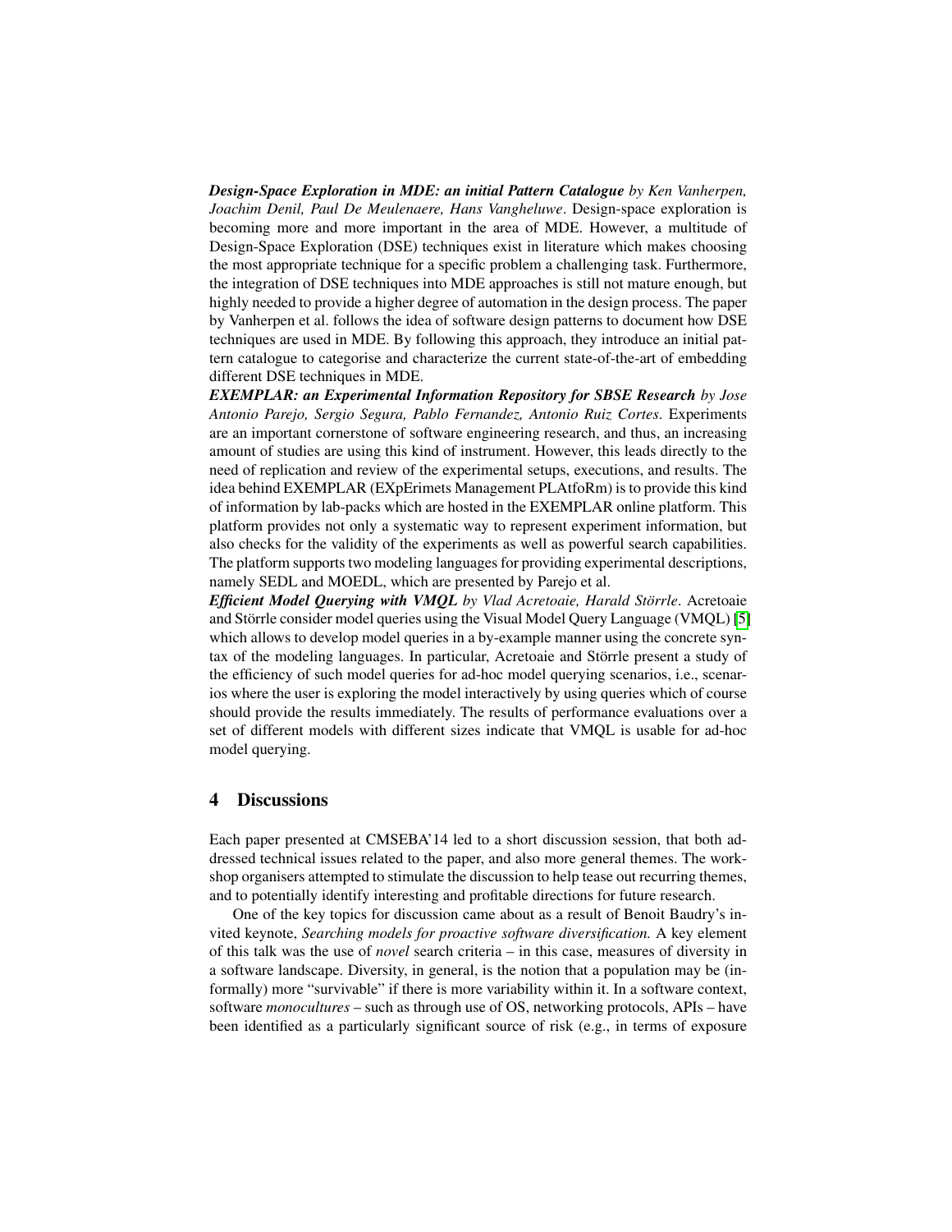***Design-Space Exploration in MDE: an initial Pattern Catalogue*** *by Ken Vanherpen, Joachim Denil, Paul De Meulenaere, Hans Vangheluwe*. Design-space exploration is becoming more and more important in the area of MDE. However, a multitude of Design-Space Exploration (DSE) techniques exist in literature which makes choosing the most appropriate technique for a specific problem a challenging task. Furthermore, the integration of DSE techniques into MDE approaches is still not mature enough, but highly needed to provide a higher degree of automation in the design process. The paper by Vanherpen et al. follows the idea of software design patterns to document how DSE techniques are used in MDE. By following this approach, they introduce an initial pattern catalogue to categorise and characterize the current state-of-the-art of embedding different DSE techniques in MDE.

***EXEMPLAR: an Experimental Information Repository for SBSE Research*** *by Jose Antonio Parejo, Sergio Segura, Pablo Fernandez, Antonio Ruiz Cortes*. Experiments are an important cornerstone of software engineering research, and thus, an increasing amount of studies are using this kind of instrument. However, this leads directly to the need of replication and review of the experimental setups, executions, and results. The idea behind EXEMPLAR (EXpErimets Management PLAtfoRm) is to provide this kind of information by lab-packs which are hosted in the EXEMPLAR online platform. This platform provides not only a systematic way to represent experiment information, but also checks for the validity of the experiments as well as powerful search capabilities. The platform supports two modeling languages for providing experimental descriptions, namely SEDL and MOEDL, which are presented by Parejo et al.

***Efficient Model Querying with VMQL*** *by Vlad Acretoaie, Harald Störrle*. Acretoaie and Störrle consider model queries using the Visual Model Query Language (VMQL) [5] which allows to develop model queries in a by-example manner using the concrete syntax of the modeling languages. In particular, Acretoaie and Störrle present a study of the efficiency of such model queries for ad-hoc model querying scenarios, i.e., scenarios where the user is exploring the model interactively by using queries which of course should provide the results immediately. The results of performance evaluations over a set of different models with different sizes indicate that VMQL is usable for ad-hoc model querying.

## 4 Discussions

Each paper presented at CMSEBA'14 led to a short discussion session, that both addressed technical issues related to the paper, and also more general themes. The workshop organisers attempted to stimulate the discussion to help tease out recurring themes, and to potentially identify interesting and profitable directions for future research.

One of the key topics for discussion came about as a result of Benoit Baudry's invited keynote, *Searching models for proactive software diversification.* A key element of this talk was the use of *novel* search criteria – in this case, measures of diversity in a software landscape. Diversity, in general, is the notion that a population may be (informally) more "survivable" if there is more variability within it. In a software context, software *monocultures* – such as through use of OS, networking protocols, APIs – have been identified as a particularly significant source of risk (e.g., in terms of exposure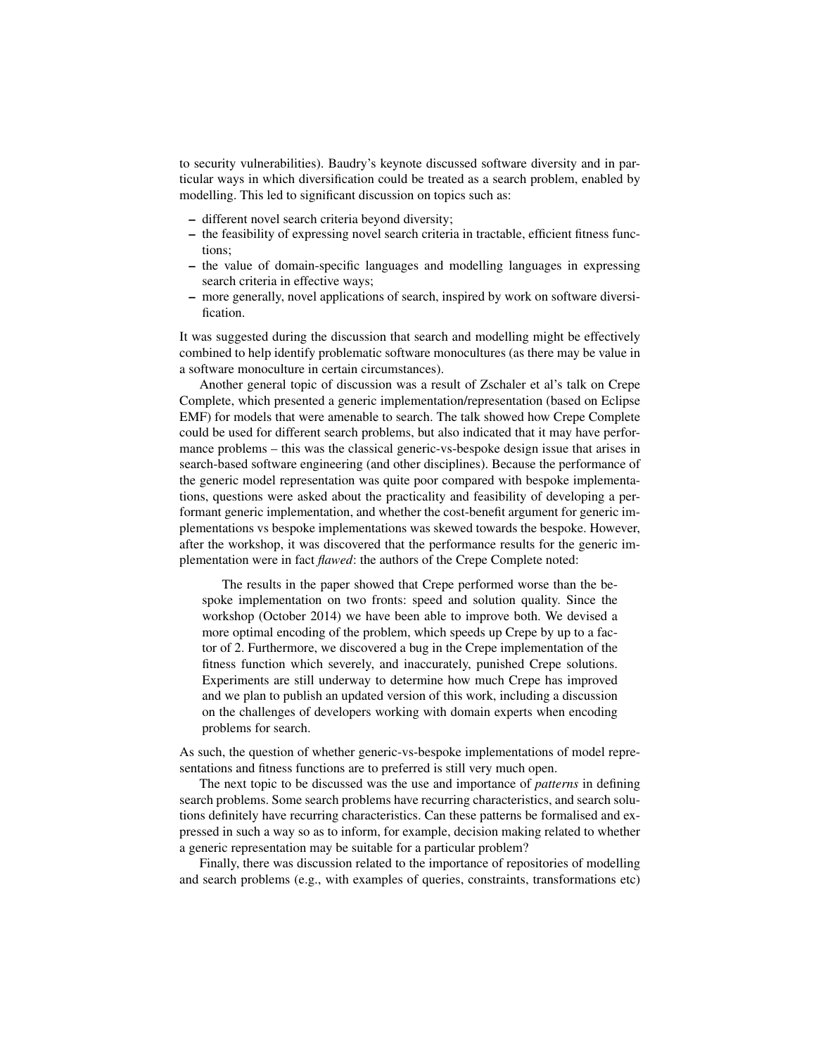to security vulnerabilities). Baudry's keynote discussed software diversity and in particular ways in which diversification could be treated as a search problem, enabled by modelling. This led to significant discussion on topics such as:

- different novel search criteria beyond diversity;
- the feasibility of expressing novel search criteria in tractable, efficient fitness functions;
- the value of domain-specific languages and modelling languages in expressing search criteria in effective ways;
- more generally, novel applications of search, inspired by work on software diversification.

It was suggested during the discussion that search and modelling might be effectively combined to help identify problematic software monocultures (as there may be value in a software monoculture in certain circumstances).

Another general topic of discussion was a result of Zschaler et al's talk on Crepe Complete, which presented a generic implementation/representation (based on Eclipse EMF) for models that were amenable to search. The talk showed how Crepe Complete could be used for different search problems, but also indicated that it may have performance problems – this was the classical generic-vs-bespoke design issue that arises in search-based software engineering (and other disciplines). Because the performance of the generic model representation was quite poor compared with bespoke implementations, questions were asked about the practicality and feasibility of developing a performant generic implementation, and whether the cost-benefit argument for generic implementations vs bespoke implementations was skewed towards the bespoke. However, after the workshop, it was discovered that the performance results for the generic implementation were in fact *flawed*: the authors of the Crepe Complete noted:

> The results in the paper showed that Crepe performed worse than the bespoke implementation on two fronts: speed and solution quality. Since the workshop (October 2014) we have been able to improve both. We devised a more optimal encoding of the problem, which speeds up Crepe by up to a factor of 2. Furthermore, we discovered a bug in the Crepe implementation of the fitness function which severely, and inaccurately, punished Crepe solutions. Experiments are still underway to determine how much Crepe has improved and we plan to publish an updated version of this work, including a discussion on the challenges of developers working with domain experts when encoding problems for search.

As such, the question of whether generic-vs-bespoke implementations of model representations and fitness functions are to preferred is still very much open.

The next topic to be discussed was the use and importance of *patterns* in defining search problems. Some search problems have recurring characteristics, and search solutions definitely have recurring characteristics. Can these patterns be formalised and expressed in such a way so as to inform, for example, decision making related to whether a generic representation may be suitable for a particular problem?

Finally, there was discussion related to the importance of repositories of modelling and search problems (e.g., with examples of queries, constraints, transformations etc)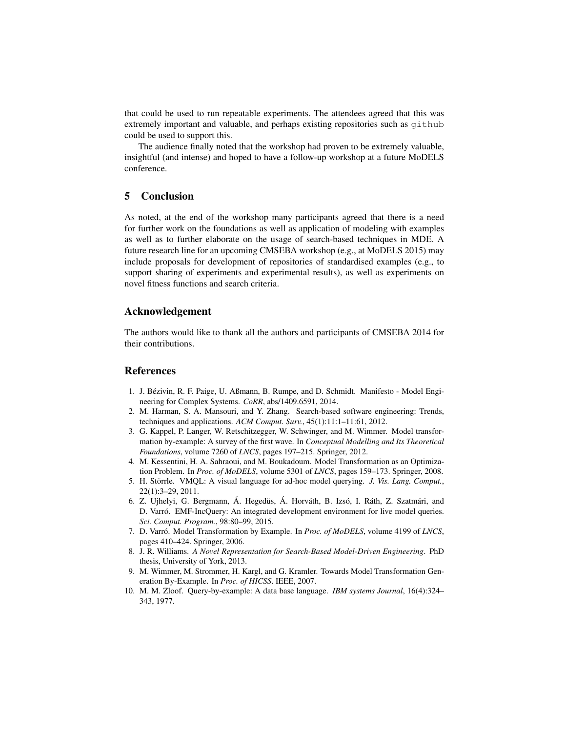that could be used to run repeatable experiments. The attendees agreed that this was extremely important and valuable, and perhaps existing repositories such as `github` could be used to support this.

The audience finally noted that the workshop had proven to be extremely valuable, insightful (and intense) and hoped to have a follow-up workshop at a future MoDELS conference.

## 5 Conclusion

As noted, at the end of the workshop many participants agreed that there is a need for further work on the foundations as well as application of modeling with examples as well as to further elaborate on the usage of search-based techniques in MDE. A future research line for an upcoming CMSEBA workshop (e.g., at MoDELS 2015) may include proposals for development of repositories of standardised examples (e.g., to support sharing of experiments and experimental results), as well as experiments on novel fitness functions and search criteria.

## Acknowledgement

The authors would like to thank all the authors and participants of CMSEBA 2014 for their contributions.

## References

1. J. Bézivin, R. F. Paige, U. Aßmann, B. Rumpe, and D. Schmidt. Manifesto - Model Engineering for Complex Systems. *CoRR*, abs/1409.6591, 2014.
2. M. Harman, S. A. Mansouri, and Y. Zhang. Search-based software engineering: Trends, techniques and applications. *ACM Comput. Surv.*, 45(1):11:1–11:61, 2012.
3. G. Kappel, P. Langer, W. Retschitzegger, W. Schwinger, and M. Wimmer. Model transformation by-example: A survey of the first wave. In *Conceptual Modelling and Its Theoretical Foundations*, volume 7260 of *LNCS*, pages 197–215. Springer, 2012.
4. M. Kessentini, H. A. Sahraoui, and M. Boukadoum. Model Transformation as an Optimization Problem. In *Proc. of MoDELS*, volume 5301 of *LNCS*, pages 159–173. Springer, 2008.
5. H. Störrle. VMQL: A visual language for ad-hoc model querying. *J. Vis. Lang. Comput.*, 22(1):3–29, 2011.
6. Z. Ujhelyi, G. Bergmann, Á. Hegedüs, Á. Horváth, B. Izsó, I. Ráth, Z. Szatmári, and D. Varró. EMF-IncQuery: An integrated development environment for live model queries. *Sci. Comput. Program.*, 98:80–99, 2015.
7. D. Varró. Model Transformation by Example. In *Proc. of MoDELS*, volume 4199 of *LNCS*, pages 410–424. Springer, 2006.
8. J. R. Williams. *A Novel Representation for Search-Based Model-Driven Engineering*. PhD thesis, University of York, 2013.
9. M. Wimmer, M. Strommer, H. Kargl, and G. Kramler. Towards Model Transformation Generation By-Example. In *Proc. of HICSS*. IEEE, 2007.
10. M. M. Zloof. Query-by-example: A data base language. *IBM systems Journal*, 16(4):324–343, 1977.